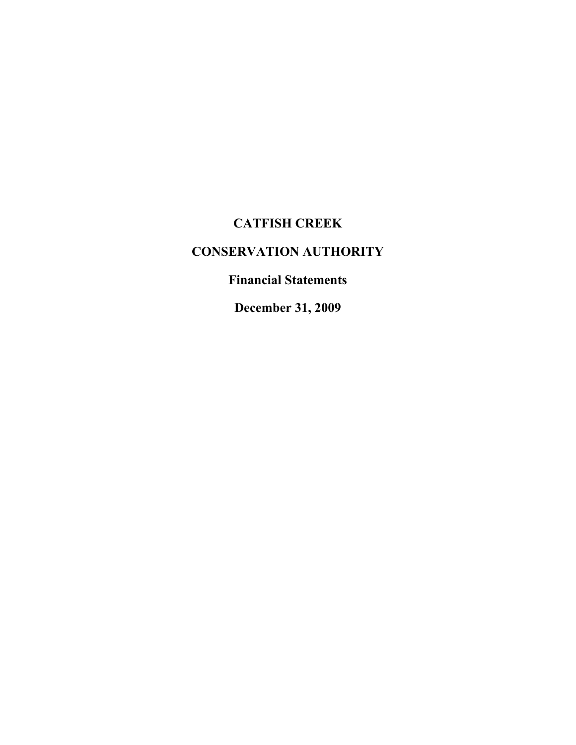# CATFISH CREEK

# CONSERVATION AUTHORITY

## Financial Statements

## December 31, 2009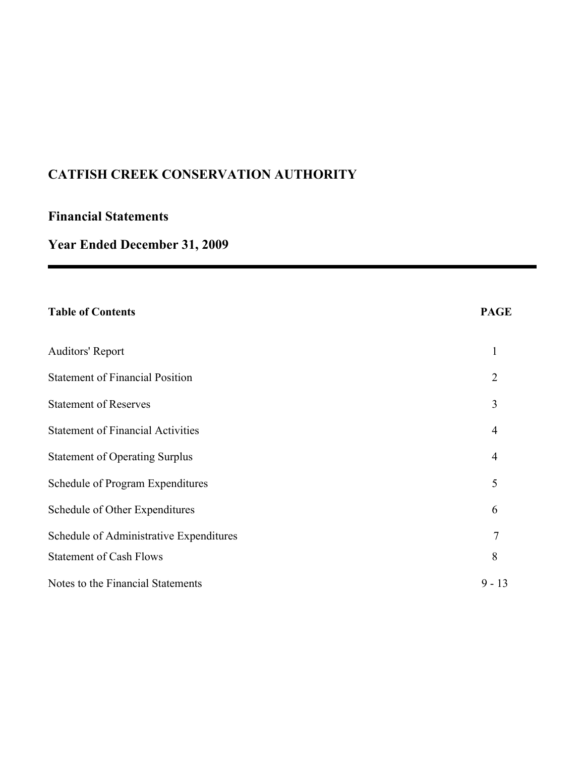# CATFISH CREEK CONSERVATION AUTHORITY

## Financial Statements

## Year Ended December 31, 2009

---

| Table of Contents | PAGE |
|---|---|
| Auditors' Report | 1 |
| Statement of Financial Position | 2 |
| Statement of Reserves | 3 |
| Statement of Financial Activities | 4 |
| Statement of Operating Surplus | 4 |
| Schedule of Program Expenditures | 5 |
| Schedule of Other Expenditures | 6 |
| Schedule of Administrative Expenditures | 7 |
| Statement of Cash Flows | 8 |
| Notes to the Financial Statements | 9 - 13 |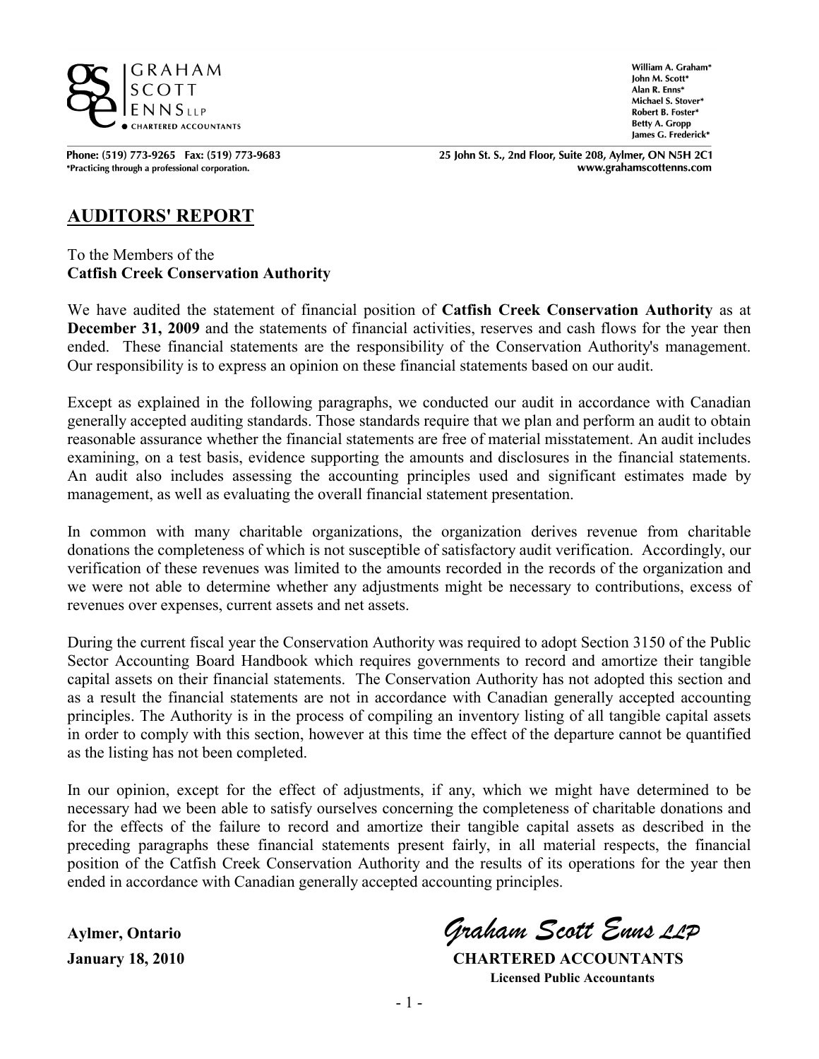GRAHAM SCOTT ENNS LLP
CHARTERED ACCOUNTANTS

William A. Graham*
John M. Scott*
Alan R. Enns*
Michael S. Stover*
Robert B. Foster*
Betty A. Gropp
James G. Frederick*

Phone: (519) 773-9265 Fax: (519) 773-9683
*Practicing through a professional corporation.

25 John St. S., 2nd Floor, Suite 208, Aylmer, ON N5H 2C1
www.grahamscottenns.com

## AUDITORS' REPORT

To the Members of the
**Catfish Creek Conservation Authority**

We have audited the statement of financial position of **Catfish Creek Conservation Authority** as at **December 31, 2009** and the statements of financial activities, reserves and cash flows for the year then ended. These financial statements are the responsibility of the Conservation Authority's management. Our responsibility is to express an opinion on these financial statements based on our audit.

Except as explained in the following paragraphs, we conducted our audit in accordance with Canadian generally accepted auditing standards. Those standards require that we plan and perform an audit to obtain reasonable assurance whether the financial statements are free of material misstatement. An audit includes examining, on a test basis, evidence supporting the amounts and disclosures in the financial statements. An audit also includes assessing the accounting principles used and significant estimates made by management, as well as evaluating the overall financial statement presentation.

In common with many charitable organizations, the organization derives revenue from charitable donations the completeness of which is not susceptible of satisfactory audit verification. Accordingly, our verification of these revenues was limited to the amounts recorded in the records of the organization and we were not able to determine whether any adjustments might be necessary to contributions, excess of revenues over expenses, current assets and net assets.

During the current fiscal year the Conservation Authority was required to adopt Section 3150 of the Public Sector Accounting Board Handbook which requires governments to record and amortize their tangible capital assets on their financial statements. The Conservation Authority has not adopted this section and as a result the financial statements are not in accordance with Canadian generally accepted accounting principles. The Authority is in the process of compiling an inventory listing of all tangible capital assets in order to comply with this section, however at this time the effect of the departure cannot be quantified as the listing has not been completed.

In our opinion, except for the effect of adjustments, if any, which we might have determined to be necessary had we been able to satisfy ourselves concerning the completeness of charitable donations and for the effects of the failure to record and amortize their tangible capital assets as described in the preceding paragraphs these financial statements present fairly, in all material respects, the financial position of the Catfish Creek Conservation Authority and the results of its operations for the year then ended in accordance with Canadian generally accepted accounting principles.

**Aylmer, Ontario**
**January 18, 2010**

*Graham Scott Enns LLP*
**CHARTERED ACCOUNTANTS**
**Licensed Public Accountants**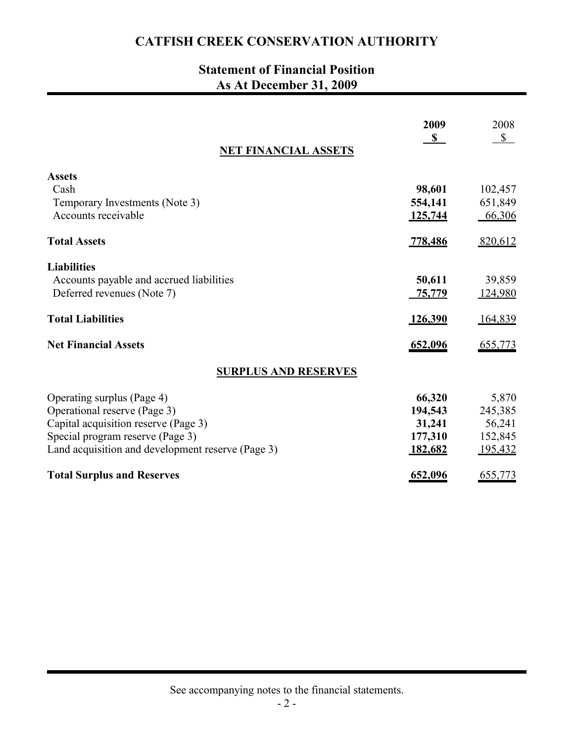# CATFISH CREEK CONSERVATION AUTHORITY

## Statement of Financial Position
## As At December 31, 2009

| | **2009** | 2008 |
|---|---|---|
| | **$** | $ |
| **NET FINANCIAL ASSETS** | | |
| **Assets** | | |
| Cash | **98,601** | 102,457 |
| Temporary Investments (Note 3) | **554,141** | 651,849 |
| Accounts receivable | **125,744** | 66,306 |
| **Total Assets** | **778,486** | 820,612 |
| **Liabilities** | | |
| Accounts payable and accrued liabilities | **50,611** | 39,859 |
| Deferred revenues (Note 7) | **75,779** | 124,980 |
| **Total Liabilities** | **126,390** | 164,839 |
| **Net Financial Assets** | **652,096** | 655,773 |
| **SURPLUS AND RESERVES** | | |
| Operating surplus (Page 4) | **66,320** | 5,870 |
| Operational reserve (Page 3) | **194,543** | 245,385 |
| Capital acquisition reserve (Page 3) | **31,241** | 56,241 |
| Special program reserve (Page 3) | **177,310** | 152,845 |
| Land acquisition and development reserve (Page 3) | **182,682** | 195,432 |
| **Total Surplus and Reserves** | **652,096** | 655,773 |

See accompanying notes to the financial statements.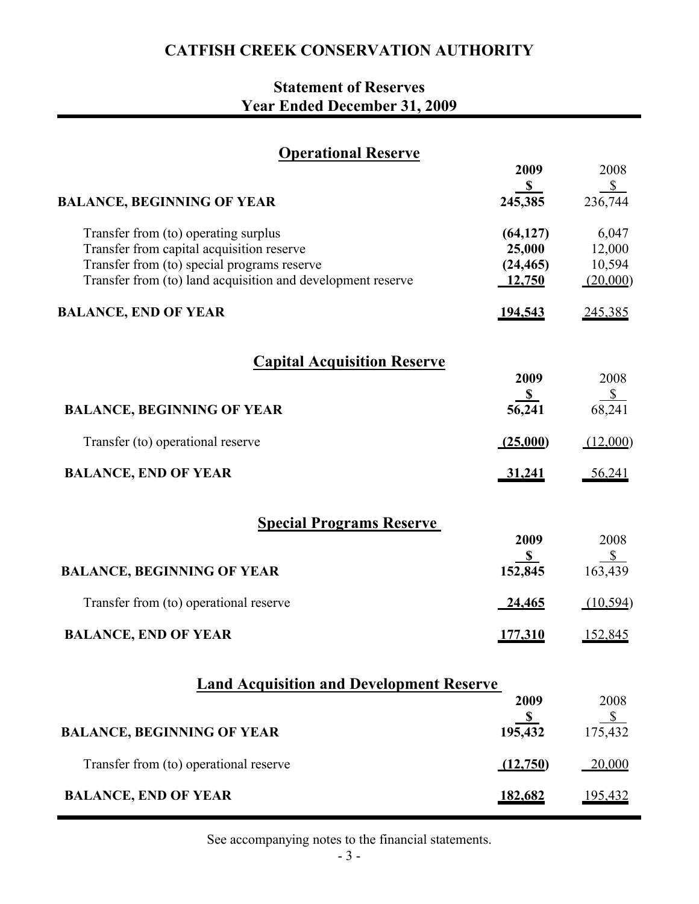# CATFISH CREEK CONSERVATION AUTHORITY

## Statement of Reserves
## Year Ended December 31, 2009

### Operational Reserve

| | 2009 | 2008 |
|---|---|---|
| | **$** | $ |
| **BALANCE, BEGINNING OF YEAR** | **245,385** | 236,744 |
| Transfer from (to) operating surplus | **(64,127)** | 6,047 |
| Transfer from capital acquisition reserve | **25,000** | 12,000 |
| Transfer from (to) special programs reserve | **(24,465)** | 10,594 |
| Transfer from (to) land acquisition and development reserve | **12,750** | (20,000) |
| **BALANCE, END OF YEAR** | **194,543** | 245,385 |

### Capital Acquisition Reserve

| | 2009 | 2008 |
|---|---|---|
| | **$** | $ |
| **BALANCE, BEGINNING OF YEAR** | **56,241** | 68,241 |
| Transfer (to) operational reserve | **(25,000)** | (12,000) |
| **BALANCE, END OF YEAR** | **31,241** | 56,241 |

### Special Programs Reserve

| | 2009 | 2008 |
|---|---|---|
| | **$** | $ |
| **BALANCE, BEGINNING OF YEAR** | **152,845** | 163,439 |
| Transfer from (to) operational reserve | **24,465** | (10,594) |
| **BALANCE, END OF YEAR** | **177,310** | 152,845 |

### Land Acquisition and Development Reserve

| | 2009 | 2008 |
|---|---|---|
| | **$** | $ |
| **BALANCE, BEGINNING OF YEAR** | **195,432** | 175,432 |
| Transfer from (to) operational reserve | **(12,750)** | 20,000 |
| **BALANCE, END OF YEAR** | **182,682** | 195,432 |

See accompanying notes to the financial statements.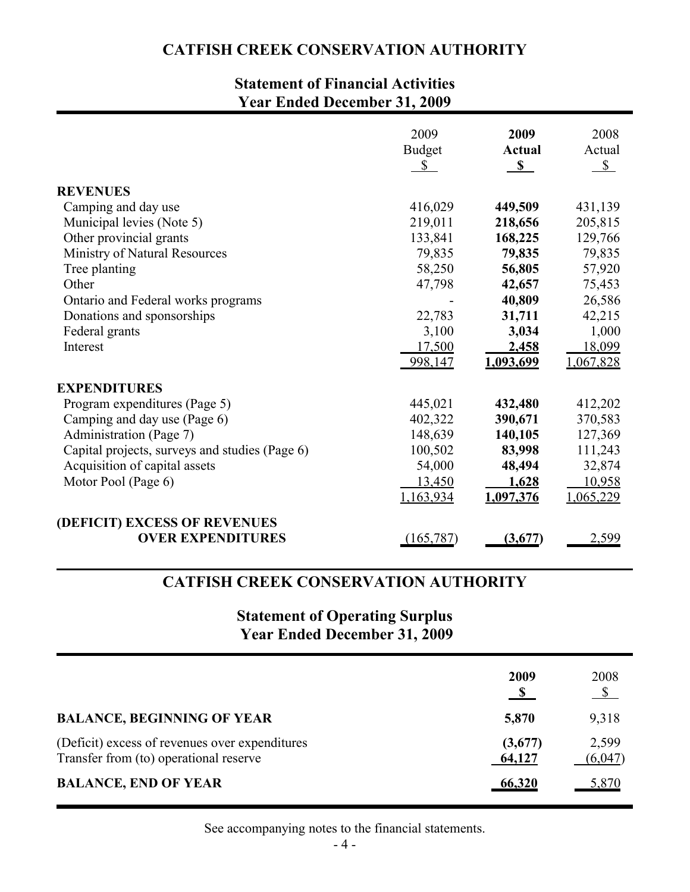# CATFISH CREEK CONSERVATION AUTHORITY

## Statement of Financial Activities
## Year Ended December 31, 2009

| | 2009 Budget $ | **2009 Actual $** | 2008 Actual $ |
|---|---|---|---|
| **REVENUES** | | | |
| Camping and day use | 416,029 | **449,509** | 431,139 |
| Municipal levies (Note 5) | 219,011 | **218,656** | 205,815 |
| Other provincial grants | 133,841 | **168,225** | 129,766 |
| Ministry of Natural Resources | 79,835 | **79,835** | 79,835 |
| Tree planting | 58,250 | **56,805** | 57,920 |
| Other | 47,798 | **42,657** | 75,453 |
| Ontario and Federal works programs | - | **40,809** | 26,586 |
| Donations and sponsorships | 22,783 | **31,711** | 42,215 |
| Federal grants | 3,100 | **3,034** | 1,000 |
| Interest | 17,500 | **2,458** | 18,099 |
| | 998,147 | **1,093,699** | 1,067,828 |
| **EXPENDITURES** | | | |
| Program expenditures (Page 5) | 445,021 | **432,480** | 412,202 |
| Camping and day use (Page 6) | 402,322 | **390,671** | 370,583 |
| Administration (Page 7) | 148,639 | **140,105** | 127,369 |
| Capital projects, surveys and studies (Page 6) | 100,502 | **83,998** | 111,243 |
| Acquisition of capital assets | 54,000 | **48,494** | 32,874 |
| Motor Pool (Page 6) | 13,450 | **1,628** | 10,958 |
| | 1,163,934 | **1,097,376** | 1,065,229 |
| **(DEFICIT) EXCESS OF REVENUES OVER EXPENDITURES** | (165,787) | **(3,677)** | 2,599 |

# CATFISH CREEK CONSERVATION AUTHORITY

## Statement of Operating Surplus
## Year Ended December 31, 2009

| | **2009 $** | 2008 $ |
|---|---|---|
| **BALANCE, BEGINNING OF YEAR** | **5,870** | 9,318 |
| (Deficit) excess of revenues over expenditures | **(3,677)** | 2,599 |
| Transfer from (to) operational reserve | **64,127** | (6,047) |
| **BALANCE, END OF YEAR** | **66,320** | 5,870 |

See accompanying notes to the financial statements.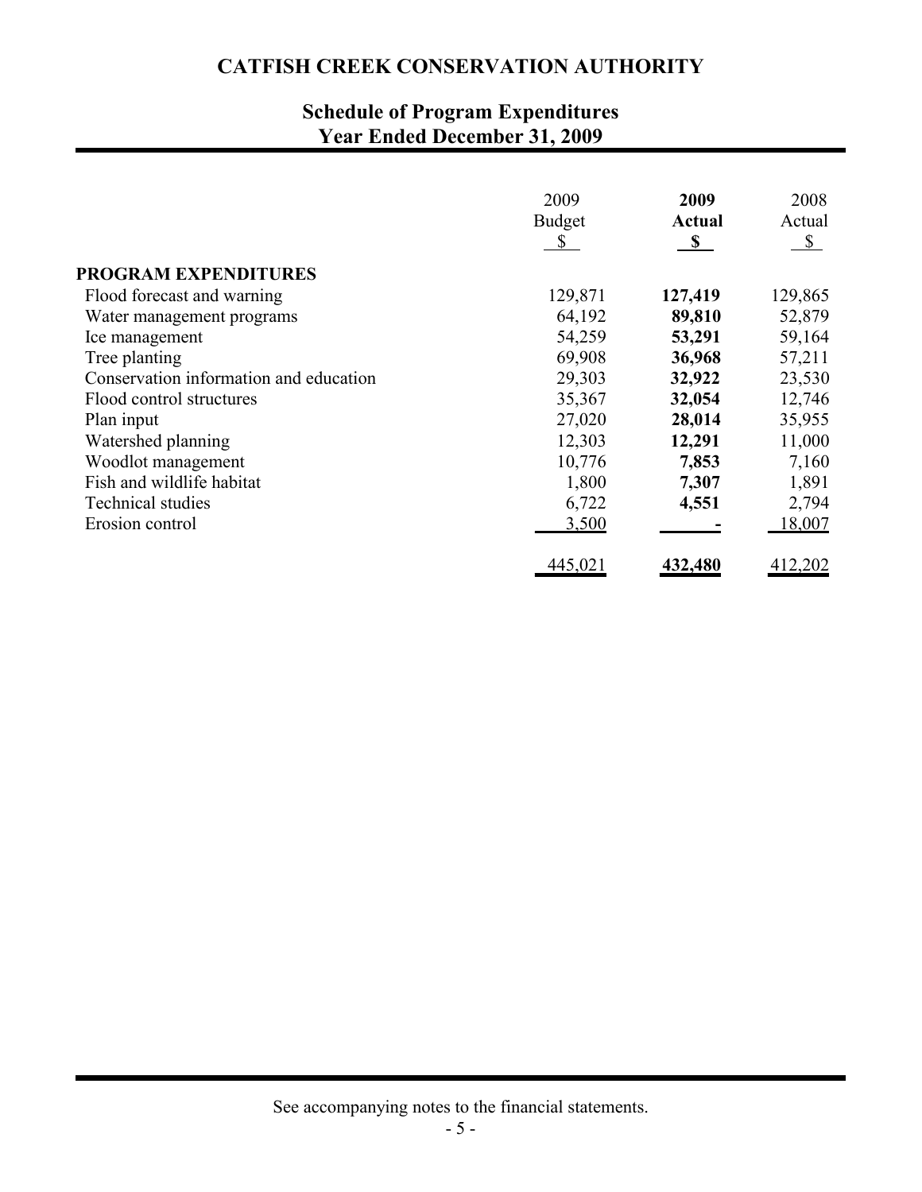# CATFISH CREEK CONSERVATION AUTHORITY

## Schedule of Program Expenditures
## Year Ended December 31, 2009

| | 2009 Budget $ | **2009 Actual $** | 2008 Actual $ |
|---|---|---|---|
| **PROGRAM EXPENDITURES** | | | |
| Flood forecast and warning | 129,871 | **127,419** | 129,865 |
| Water management programs | 64,192 | **89,810** | 52,879 |
| Ice management | 54,259 | **53,291** | 59,164 |
| Tree planting | 69,908 | **36,968** | 57,211 |
| Conservation information and education | 29,303 | **32,922** | 23,530 |
| Flood control structures | 35,367 | **32,054** | 12,746 |
| Plan input | 27,020 | **28,014** | 35,955 |
| Watershed planning | 12,303 | **12,291** | 11,000 |
| Woodlot management | 10,776 | **7,853** | 7,160 |
| Fish and wildlife habitat | 1,800 | **7,307** | 1,891 |
| Technical studies | 6,722 | **4,551** | 2,794 |
| Erosion control | 3,500 | **-** | 18,007 |
| | 445,021 | **432,480** | 412,202 |

See accompanying notes to the financial statements.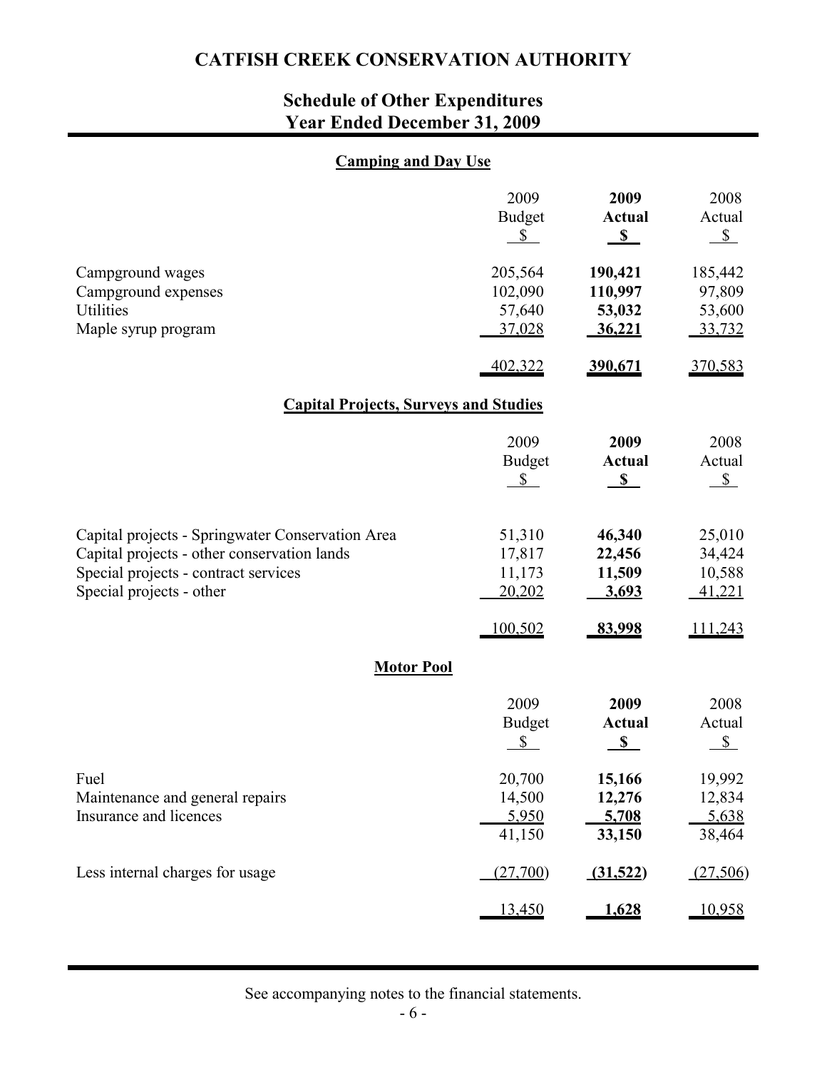# CATFISH CREEK CONSERVATION AUTHORITY

## Schedule of Other Expenditures
## Year Ended December 31, 2009

### Camping and Day Use

| | 2009 Budget $ | **2009 Actual $** | 2008 Actual $ |
|---|---|---|---|
| Campground wages | 205,564 | **190,421** | 185,442 |
| Campground expenses | 102,090 | **110,997** | 97,809 |
| Utilities | 57,640 | **53,032** | 53,600 |
| Maple syrup program | 37,028 | **36,221** | 33,732 |
| | 402,322 | **390,671** | 370,583 |

### Capital Projects, Surveys and Studies

| | 2009 Budget $ | **2009 Actual $** | 2008 Actual $ |
|---|---|---|---|
| Capital projects - Springwater Conservation Area | 51,310 | **46,340** | 25,010 |
| Capital projects - other conservation lands | 17,817 | **22,456** | 34,424 |
| Special projects - contract services | 11,173 | **11,509** | 10,588 |
| Special projects - other | 20,202 | **3,693** | 41,221 |
| | 100,502 | **83,998** | 111,243 |

### Motor Pool

| | 2009 Budget $ | **2009 Actual $** | 2008 Actual $ |
|---|---|---|---|
| Fuel | 20,700 | **15,166** | 19,992 |
| Maintenance and general repairs | 14,500 | **12,276** | 12,834 |
| Insurance and licences | 5,950 | **5,708** | 5,638 |
| | 41,150 | **33,150** | 38,464 |
| Less internal charges for usage | (27,700) | **(31,522)** | (27,506) |
| | 13,450 | **1,628** | 10,958 |

See accompanying notes to the financial statements.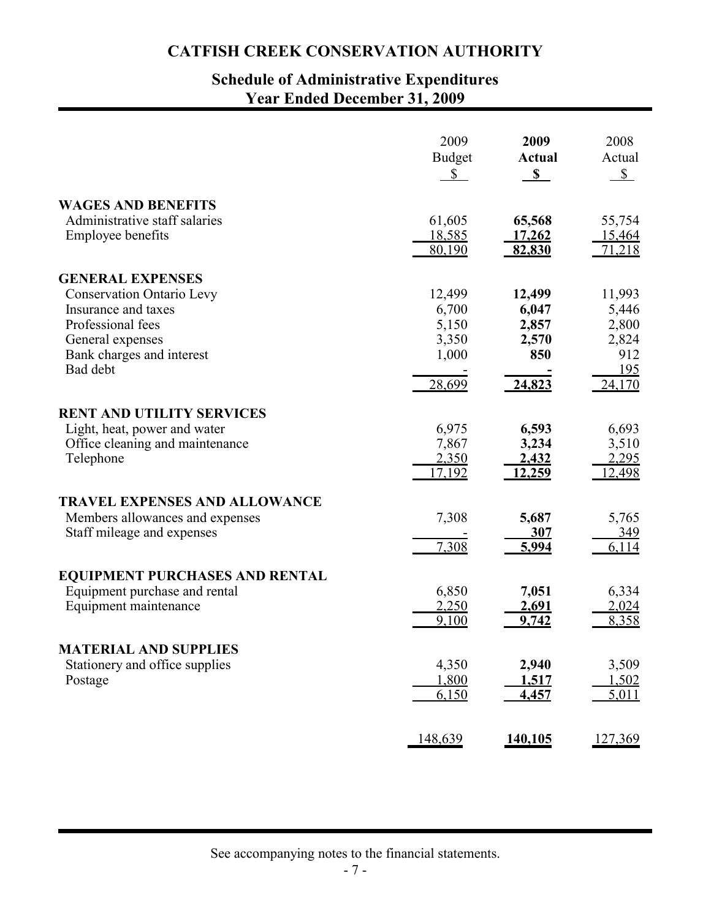# CATFISH CREEK CONSERVATION AUTHORITY

## Schedule of Administrative Expenditures
## Year Ended December 31, 2009

| | 2009 Budget $ | **2009 Actual $** | 2008 Actual $ |
|---|---|---|---|
| **WAGES AND BENEFITS** | | | |
| Administrative staff salaries | 61,605 | **65,568** | 55,754 |
| Employee benefits | 18,585 | **17,262** | 15,464 |
| | 80,190 | **82,830** | 71,218 |
| **GENERAL EXPENSES** | | | |
| Conservation Ontario Levy | 12,499 | **12,499** | 11,993 |
| Insurance and taxes | 6,700 | **6,047** | 5,446 |
| Professional fees | 5,150 | **2,857** | 2,800 |
| General expenses | 3,350 | **2,570** | 2,824 |
| Bank charges and interest | 1,000 | **850** | 912 |
| Bad debt | - | **-** | 195 |
| | 28,699 | **24,823** | 24,170 |
| **RENT AND UTILITY SERVICES** | | | |
| Light, heat, power and water | 6,975 | **6,593** | 6,693 |
| Office cleaning and maintenance | 7,867 | **3,234** | 3,510 |
| Telephone | 2,350 | **2,432** | 2,295 |
| | 17,192 | **12,259** | 12,498 |
| **TRAVEL EXPENSES AND ALLOWANCE** | | | |
| Members allowances and expenses | 7,308 | **5,687** | 5,765 |
| Staff mileage and expenses | - | **307** | 349 |
| | 7,308 | **5,994** | 6,114 |
| **EQUIPMENT PURCHASES AND RENTAL** | | | |
| Equipment purchase and rental | 6,850 | **7,051** | 6,334 |
| Equipment maintenance | 2,250 | **2,691** | 2,024 |
| | 9,100 | **9,742** | 8,358 |
| **MATERIAL AND SUPPLIES** | | | |
| Stationery and office supplies | 4,350 | **2,940** | 3,509 |
| Postage | 1,800 | **1,517** | 1,502 |
| | 6,150 | **4,457** | 5,011 |
| | 148,639 | **140,105** | 127,369 |

See accompanying notes to the financial statements.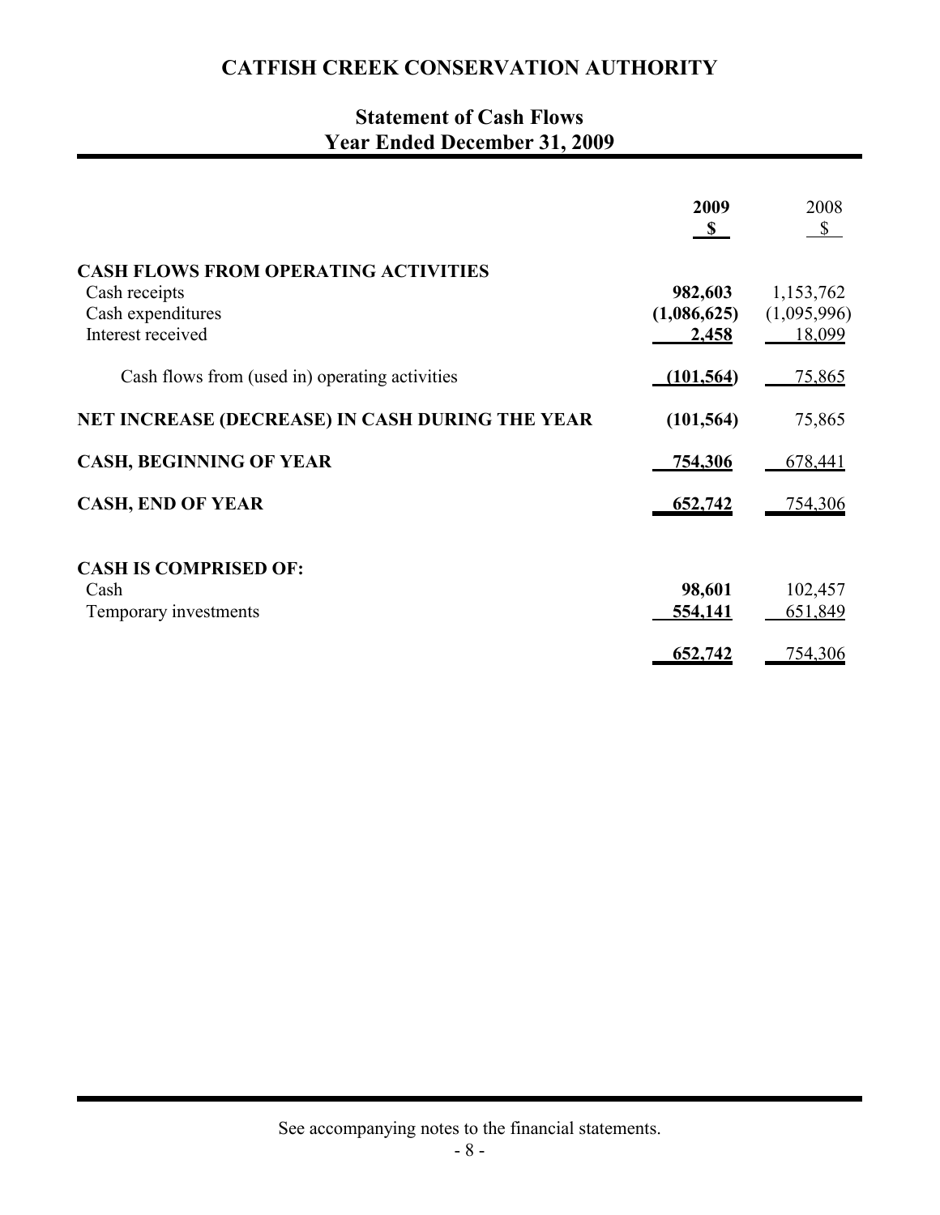# CATFISH CREEK CONSERVATION AUTHORITY

## Statement of Cash Flows
## Year Ended December 31, 2009

| | 2009 $ | 2008 $ |
|---|---|---|
| **CASH FLOWS FROM OPERATING ACTIVITIES** | | |
| Cash receipts | **982,603** | 1,153,762 |
| Cash expenditures | **(1,086,625)** | (1,095,996) |
| Interest received | **2,458** | 18,099 |
| Cash flows from (used in) operating activities | **(101,564)** | 75,865 |
| **NET INCREASE (DECREASE) IN CASH DURING THE YEAR** | **(101,564)** | 75,865 |
| **CASH, BEGINNING OF YEAR** | **754,306** | 678,441 |
| **CASH, END OF YEAR** | **652,742** | 754,306 |
| **CASH IS COMPRISED OF:** | | |
| Cash | **98,601** | 102,457 |
| Temporary investments | **554,141** | 651,849 |
| | **652,742** | 754,306 |

See accompanying notes to the financial statements.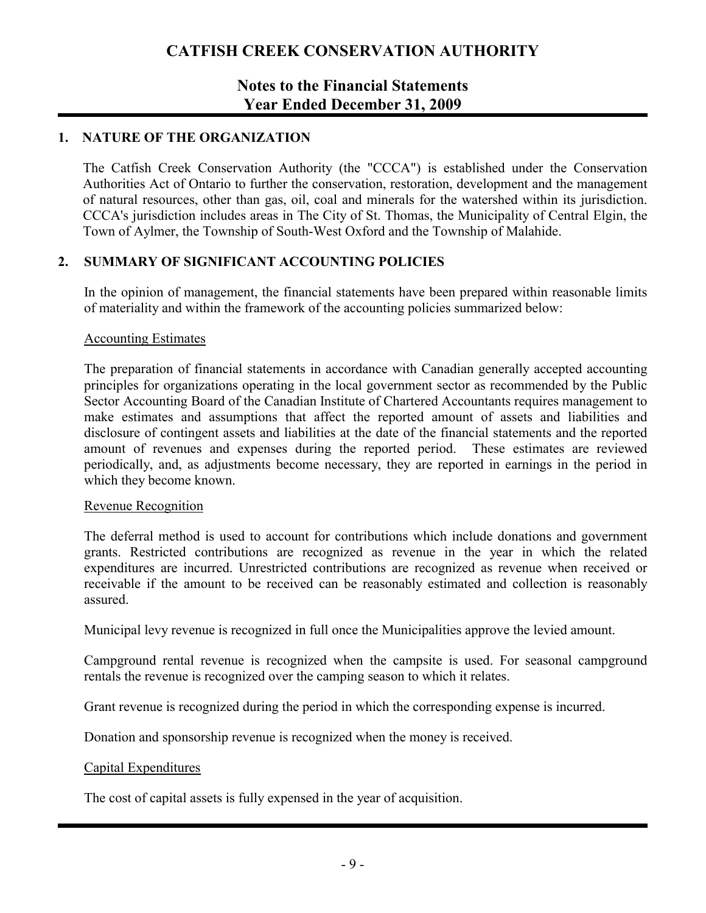# CATFISH CREEK CONSERVATION AUTHORITY

## Notes to the Financial Statements
## Year Ended December 31, 2009

### 1. NATURE OF THE ORGANIZATION

The Catfish Creek Conservation Authority (the "CCCA") is established under the Conservation Authorities Act of Ontario to further the conservation, restoration, development and the management of natural resources, other than gas, oil, coal and minerals for the watershed within its jurisdiction. CCCA's jurisdiction includes areas in The City of St. Thomas, the Municipality of Central Elgin, the Town of Aylmer, the Township of South-West Oxford and the Township of Malahide.

### 2. SUMMARY OF SIGNIFICANT ACCOUNTING POLICIES

In the opinion of management, the financial statements have been prepared within reasonable limits of materiality and within the framework of the accounting policies summarized below:

<u>Accounting Estimates</u>

The preparation of financial statements in accordance with Canadian generally accepted accounting principles for organizations operating in the local government sector as recommended by the Public Sector Accounting Board of the Canadian Institute of Chartered Accountants requires management to make estimates and assumptions that affect the reported amount of assets and liabilities and disclosure of contingent assets and liabilities at the date of the financial statements and the reported amount of revenues and expenses during the reported period. These estimates are reviewed periodically, and, as adjustments become necessary, they are reported in earnings in the period in which they become known.

<u>Revenue Recognition</u>

The deferral method is used to account for contributions which include donations and government grants. Restricted contributions are recognized as revenue in the year in which the related expenditures are incurred. Unrestricted contributions are recognized as revenue when received or receivable if the amount to be received can be reasonably estimated and collection is reasonably assured.

Municipal levy revenue is recognized in full once the Municipalities approve the levied amount.

Campground rental revenue is recognized when the campsite is used. For seasonal campground rentals the revenue is recognized over the camping season to which it relates.

Grant revenue is recognized during the period in which the corresponding expense is incurred.

Donation and sponsorship revenue is recognized when the money is received.

<u>Capital Expenditures</u>

The cost of capital assets is fully expensed in the year of acquisition.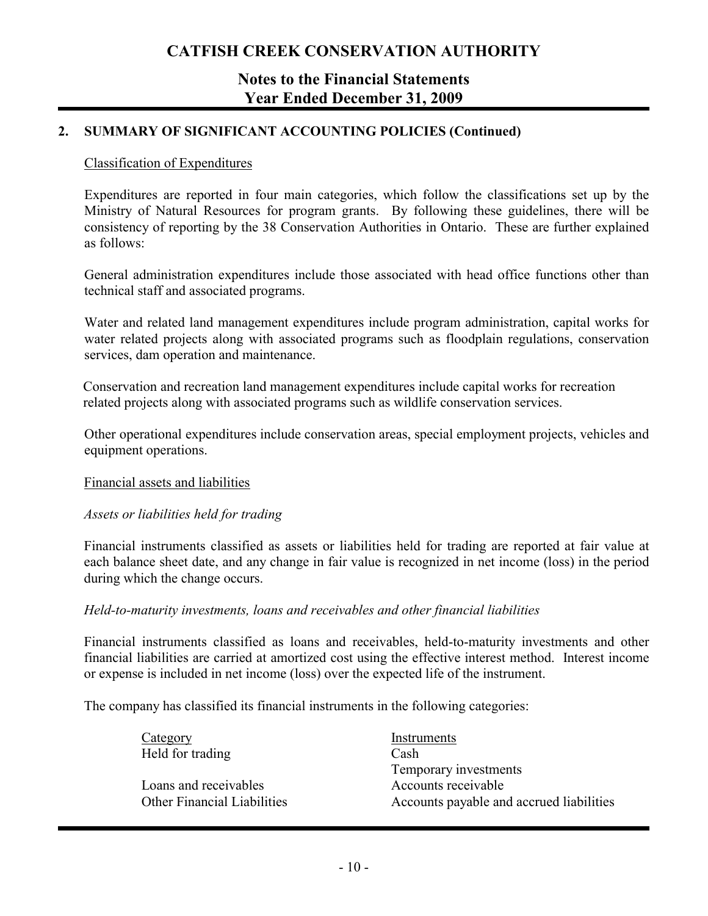## 2. SUMMARY OF SIGNIFICANT ACCOUNTING POLICIES (Continued)

Classification of Expenditures

Expenditures are reported in four main categories, which follow the classifications set up by the Ministry of Natural Resources for program grants. By following these guidelines, there will be consistency of reporting by the 38 Conservation Authorities in Ontario. These are further explained as follows:

General administration expenditures include those associated with head office functions other than technical staff and associated programs.

Water and related land management expenditures include program administration, capital works for water related projects along with associated programs such as floodplain regulations, conservation services, dam operation and maintenance.

Conservation and recreation land management expenditures include capital works for recreation related projects along with associated programs such as wildlife conservation services.

Other operational expenditures include conservation areas, special employment projects, vehicles and equipment operations.

Financial assets and liabilities

*Assets or liabilities held for trading*

Financial instruments classified as assets or liabilities held for trading are reported at fair value at each balance sheet date, and any change in fair value is recognized in net income (loss) in the period during which the change occurs.

*Held-to-maturity investments, loans and receivables and other financial liabilities*

Financial instruments classified as loans and receivables, held-to-maturity investments and other financial liabilities are carried at amortized cost using the effective interest method. Interest income or expense is included in net income (loss) over the expected life of the instrument.

The company has classified its financial instruments in the following categories:

| Category | Instruments |
|---|---|
| Held for trading | Cash |
| | Temporary investments |
| Loans and receivables | Accounts receivable |
| Other Financial Liabilities | Accounts payable and accrued liabilities |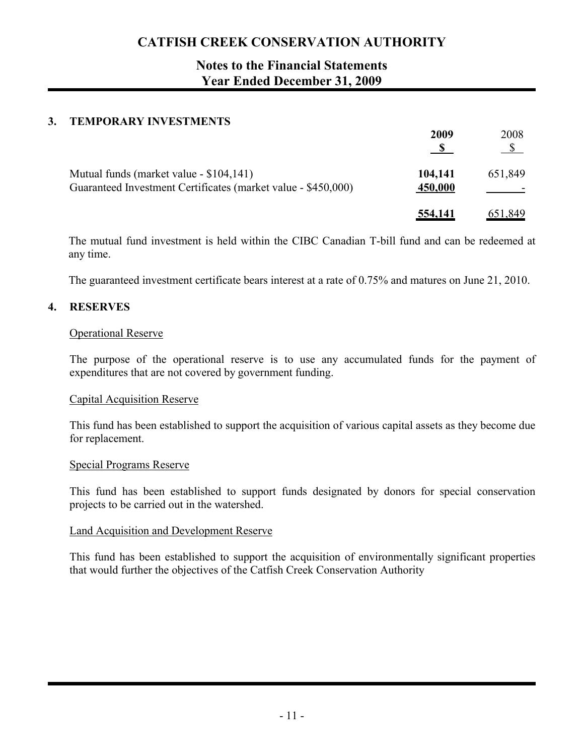# CATFISH CREEK CONSERVATION AUTHORITY

## Notes to the Financial Statements
## Year Ended December 31, 2009

### 3. TEMPORARY INVESTMENTS

| | 2009 $ | 2008 $ |
|---|---|---|
| Mutual funds (market value - $104,141) | 104,141 | 651,849 |
| Guaranteed Investment Certificates (market value - $450,000) | 450,000 | - |
| | 554,141 | 651,849 |

The mutual fund investment is held within the CIBC Canadian T-bill fund and can be redeemed at any time.

The guaranteed investment certificate bears interest at a rate of 0.75% and matures on June 21, 2010.

### 4. RESERVES

Operational Reserve

The purpose of the operational reserve is to use any accumulated funds for the payment of expenditures that are not covered by government funding.

Capital Acquisition Reserve

This fund has been established to support the acquisition of various capital assets as they become due for replacement.

Special Programs Reserve

This fund has been established to support funds designated by donors for special conservation projects to be carried out in the watershed.

Land Acquisition and Development Reserve

This fund has been established to support the acquisition of environmentally significant properties that would further the objectives of the Catfish Creek Conservation Authority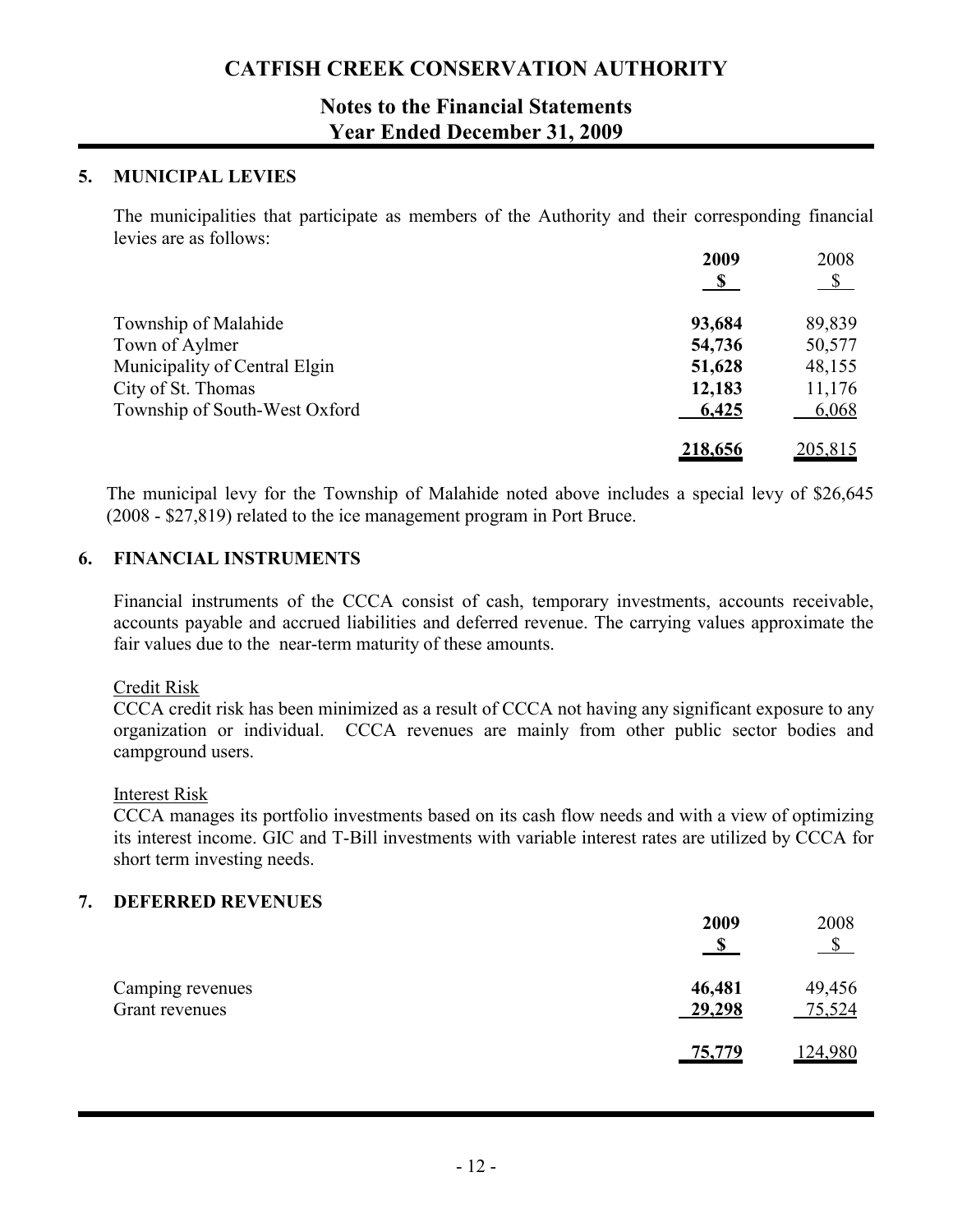# CATFISH CREEK CONSERVATION AUTHORITY

## Notes to the Financial Statements
## Year Ended December 31, 2009

### 5. MUNICIPAL LEVIES

The municipalities that participate as members of the Authority and their corresponding financial levies are as follows:

| | 2009 $ | 2008 $ |
|---|---|---|
| Township of Malahide | **93,684** | 89,839 |
| Town of Aylmer | **54,736** | 50,577 |
| Municipality of Central Elgin | **51,628** | 48,155 |
| City of St. Thomas | **12,183** | 11,176 |
| Township of South-West Oxford | **6,425** | 6,068 |
| | **218,656** | 205,815 |

The municipal levy for the Township of Malahide noted above includes a special levy of $26,645 (2008 - $27,819) related to the ice management program in Port Bruce.

### 6. FINANCIAL INSTRUMENTS

Financial instruments of the CCCA consist of cash, temporary investments, accounts receivable, accounts payable and accrued liabilities and deferred revenue. The carrying values approximate the fair values due to the near-term maturity of these amounts.

Credit Risk
CCCA credit risk has been minimized as a result of CCCA not having any significant exposure to any organization or individual. CCCA revenues are mainly from other public sector bodies and campground users.

Interest Risk
CCCA manages its portfolio investments based on its cash flow needs and with a view of optimizing its interest income. GIC and T-Bill investments with variable interest rates are utilized by CCCA for short term investing needs.

### 7. DEFERRED REVENUES

| | 2009 $ | 2008 $ |
|---|---|---|
| Camping revenues | **46,481** | 49,456 |
| Grant revenues | **29,298** | 75,524 |
| | **75,779** | 124,980 |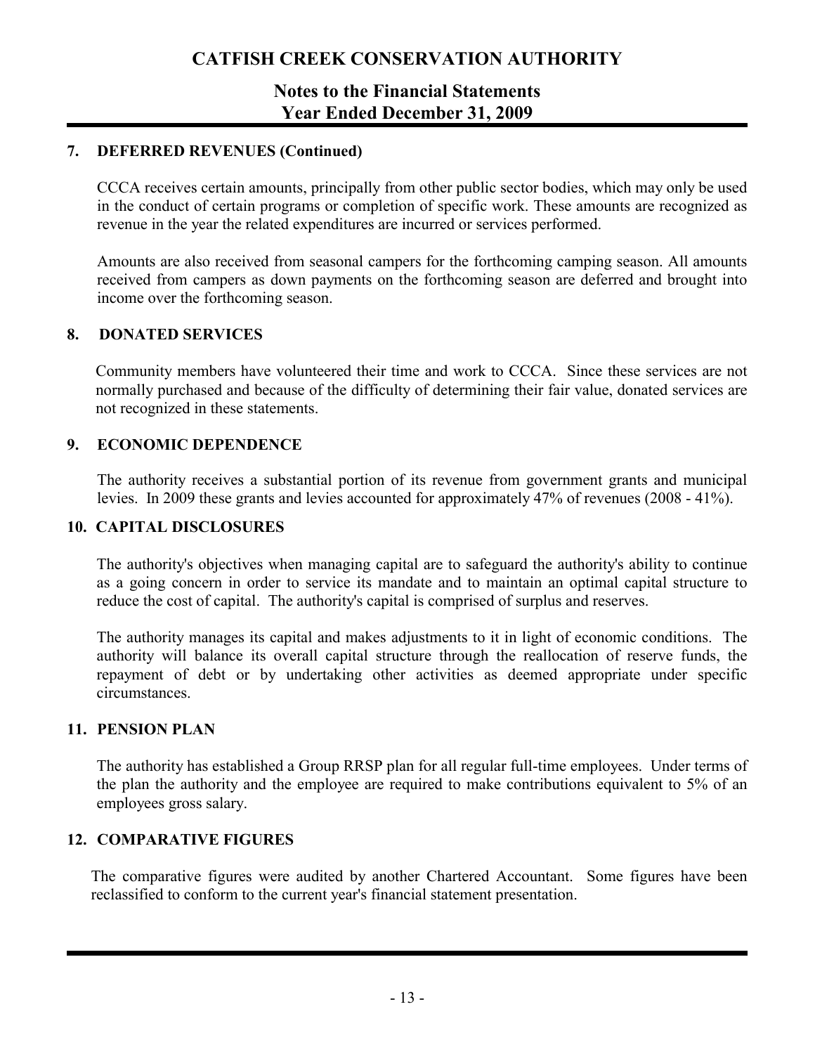## 7. DEFERRED REVENUES (Continued)

CCCA receives certain amounts, principally from other public sector bodies, which may only be used in the conduct of certain programs or completion of specific work. These amounts are recognized as revenue in the year the related expenditures are incurred or services performed.

Amounts are also received from seasonal campers for the forthcoming camping season. All amounts received from campers as down payments on the forthcoming season are deferred and brought into income over the forthcoming season.

## 8. DONATED SERVICES

Community members have volunteered their time and work to CCCA. Since these services are not normally purchased and because of the difficulty of determining their fair value, donated services are not recognized in these statements.

## 9. ECONOMIC DEPENDENCE

The authority receives a substantial portion of its revenue from government grants and municipal levies. In 2009 these grants and levies accounted for approximately 47% of revenues (2008 - 41%).

## 10. CAPITAL DISCLOSURES

The authority's objectives when managing capital are to safeguard the authority's ability to continue as a going concern in order to service its mandate and to maintain an optimal capital structure to reduce the cost of capital. The authority's capital is comprised of surplus and reserves.

The authority manages its capital and makes adjustments to it in light of economic conditions. The authority will balance its overall capital structure through the reallocation of reserve funds, the repayment of debt or by undertaking other activities as deemed appropriate under specific circumstances.

## 11. PENSION PLAN

The authority has established a Group RRSP plan for all regular full-time employees. Under terms of the plan the authority and the employee are required to make contributions equivalent to 5% of an employees gross salary.

## 12. COMPARATIVE FIGURES

The comparative figures were audited by another Chartered Accountant. Some figures have been reclassified to conform to the current year's financial statement presentation.